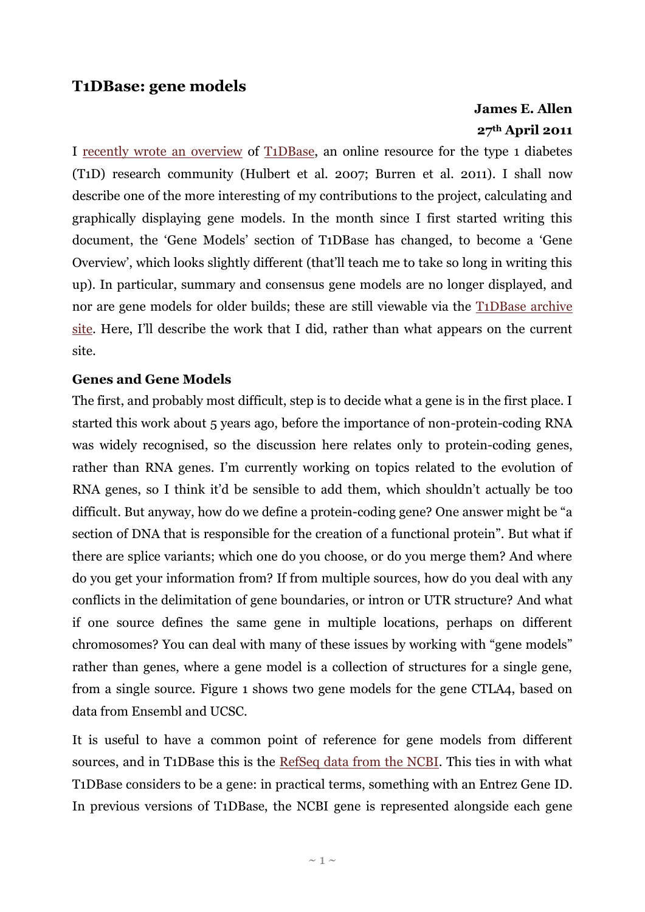# T1DBase: gene models

**James E. Allen**
**27th April 2011**

I recently wrote an overview of T1DBase, an online resource for the type 1 diabetes (T1D) research community (Hulbert et al. 2007; Burren et al. 2011). I shall now describe one of the more interesting of my contributions to the project, calculating and graphically displaying gene models. In the month since I first started writing this document, the 'Gene Models' section of T1DBase has changed, to become a 'Gene Overview', which looks slightly different (that'll teach me to take so long in writing this up). In particular, summary and consensus gene models are no longer displayed, and nor are gene models for older builds; these are still viewable via the T1DBase archive site. Here, I'll describe the work that I did, rather than what appears on the current site.

**Genes and Gene Models**

The first, and probably most difficult, step is to decide what a gene is in the first place. I started this work about 5 years ago, before the importance of non-protein-coding RNA was widely recognised, so the discussion here relates only to protein-coding genes, rather than RNA genes. I'm currently working on topics related to the evolution of RNA genes, so I think it'd be sensible to add them, which shouldn't actually be too difficult. But anyway, how do we define a protein-coding gene? One answer might be "a section of DNA that is responsible for the creation of a functional protein". But what if there are splice variants; which one do you choose, or do you merge them? And where do you get your information from? If from multiple sources, how do you deal with any conflicts in the delimitation of gene boundaries, or intron or UTR structure? And what if one source defines the same gene in multiple locations, perhaps on different chromosomes? You can deal with many of these issues by working with "gene models" rather than genes, where a gene model is a collection of structures for a single gene, from a single source. Figure 1 shows two gene models for the gene CTLA4, based on data from Ensembl and UCSC.

It is useful to have a common point of reference for gene models from different sources, and in T1DBase this is the RefSeq data from the NCBI. This ties in with what T1DBase considers to be a gene: in practical terms, something with an Entrez Gene ID. In previous versions of T1DBase, the NCBI gene is represented alongside each gene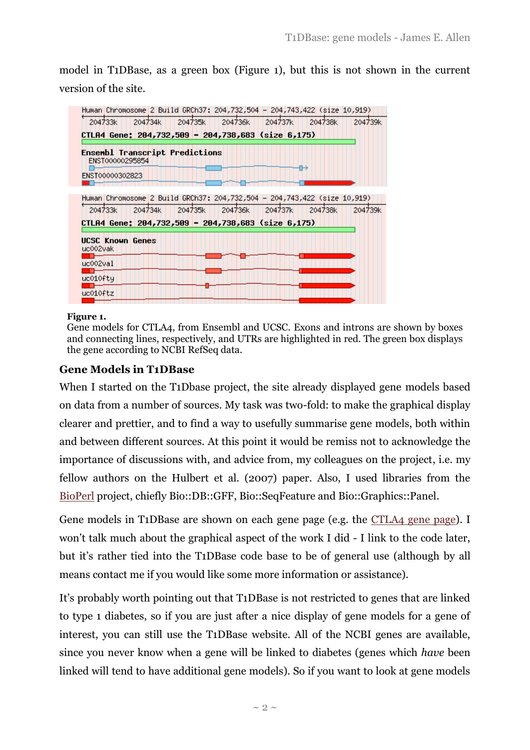model in T1DBase, as a green box (Figure 1), but this is not shown in the current version of the site.

**Figure 1.**
Gene models for CTLA4, from Ensembl and UCSC. Exons and introns are shown by boxes and connecting lines, respectively, and UTRs are highlighted in red. The green box displays the gene according to NCBI RefSeq data.

### Gene Models in T1DBase

When I started on the T1Dbase project, the site already displayed gene models based on data from a number of sources. My task was two-fold: to make the graphical display clearer and prettier, and to find a way to usefully summarise gene models, both within and between different sources. At this point it would be remiss not to acknowledge the importance of discussions with, and advice from, my colleagues on the project, i.e. my fellow authors on the Hulbert et al. (2007) paper. Also, I used libraries from the BioPerl project, chiefly Bio::DB::GFF, Bio::SeqFeature and Bio::Graphics::Panel.

Gene models in T1DBase are shown on each gene page (e.g. the CTLA4 gene page). I won't talk much about the graphical aspect of the work I did - I link to the code later, but it's rather tied into the T1DBase code base to be of general use (although by all means contact me if you would like some more information or assistance).

It's probably worth pointing out that T1DBase is not restricted to genes that are linked to type 1 diabetes, so if you are just after a nice display of gene models for a gene of interest, you can still use the T1DBase website. All of the NCBI genes are available, since you never know when a gene will be linked to diabetes (genes which *have* been linked will tend to have additional gene models). So if you want to look at gene models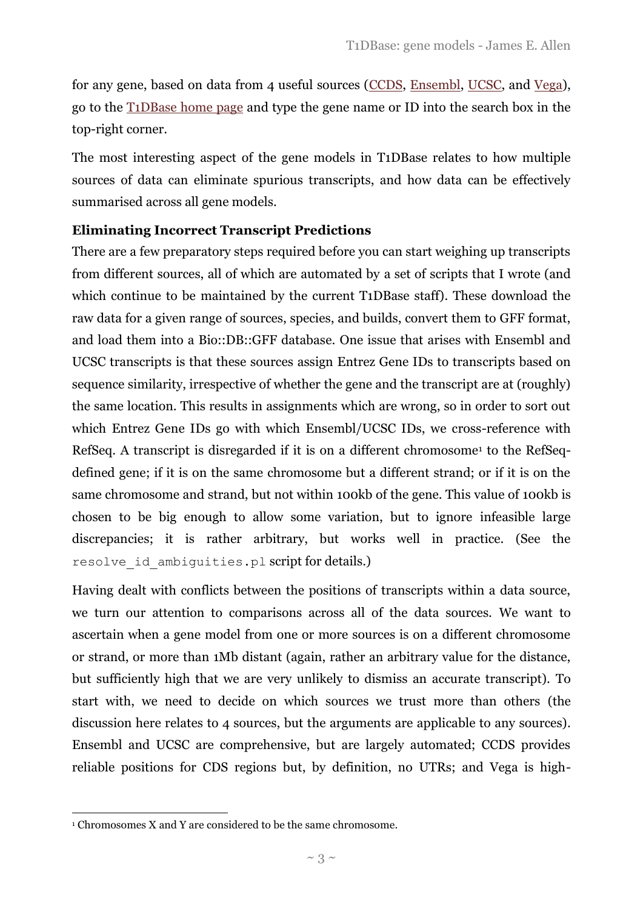for any gene, based on data from 4 useful sources (CCDS, Ensembl, UCSC, and Vega), go to the T1DBase home page and type the gene name or ID into the search box in the top-right corner.

The most interesting aspect of the gene models in T1DBase relates to how multiple sources of data can eliminate spurious transcripts, and how data can be effectively summarised across all gene models.

**Eliminating Incorrect Transcript Predictions**

There are a few preparatory steps required before you can start weighing up transcripts from different sources, all of which are automated by a set of scripts that I wrote (and which continue to be maintained by the current T1DBase staff). These download the raw data for a given range of sources, species, and builds, convert them to GFF format, and load them into a Bio::DB::GFF database. One issue that arises with Ensembl and UCSC transcripts is that these sources assign Entrez Gene IDs to transcripts based on sequence similarity, irrespective of whether the gene and the transcript are at (roughly) the same location. This results in assignments which are wrong, so in order to sort out which Entrez Gene IDs go with which Ensembl/UCSC IDs, we cross-reference with RefSeq. A transcript is disregarded if it is on a different chromosome[1] to the RefSeq-defined gene; if it is on the same chromosome but a different strand; or if it is on the same chromosome and strand, but not within 100kb of the gene. This value of 100kb is chosen to be big enough to allow some variation, but to ignore infeasible large discrepancies; it is rather arbitrary, but works well in practice. (See the `resolve_id_ambiguities.pl` script for details.)

Having dealt with conflicts between the positions of transcripts within a data source, we turn our attention to comparisons across all of the data sources. We want to ascertain when a gene model from one or more sources is on a different chromosome or strand, or more than 1Mb distant (again, rather an arbitrary value for the distance, but sufficiently high that we are very unlikely to dismiss an accurate transcript). To start with, we need to decide on which sources we trust more than others (the discussion here relates to 4 sources, but the arguments are applicable to any sources). Ensembl and UCSC are comprehensive, but are largely automated; CCDS provides reliable positions for CDS regions but, by definition, no UTRs; and Vega is high-

[1] Chromosomes X and Y are considered to be the same chromosome.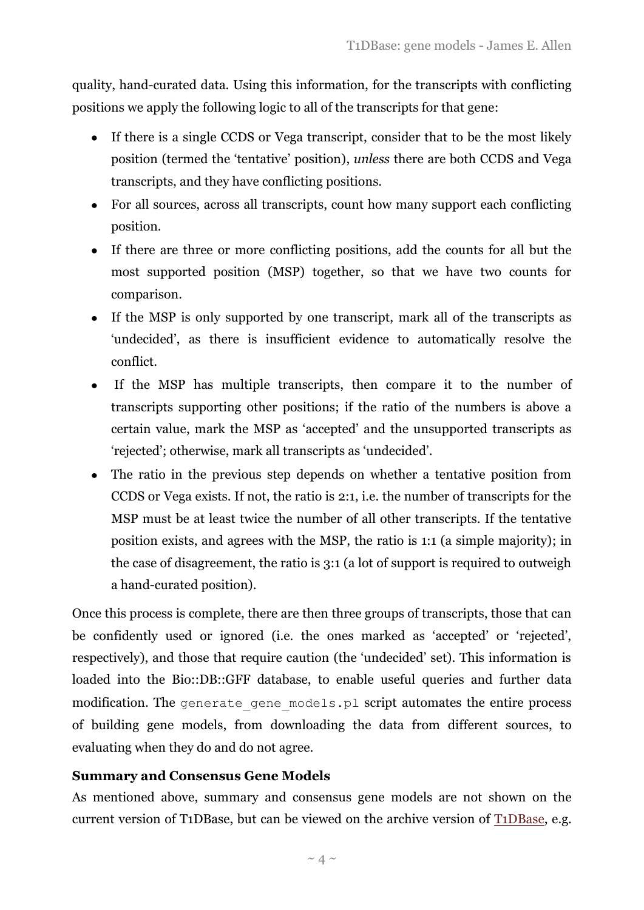quality, hand-curated data. Using this information, for the transcripts with conflicting positions we apply the following logic to all of the transcripts for that gene:

- If there is a single CCDS or Vega transcript, consider that to be the most likely position (termed the 'tentative' position), *unless* there are both CCDS and Vega transcripts, and they have conflicting positions.
- For all sources, across all transcripts, count how many support each conflicting position.
- If there are three or more conflicting positions, add the counts for all but the most supported position (MSP) together, so that we have two counts for comparison.
- If the MSP is only supported by one transcript, mark all of the transcripts as 'undecided', as there is insufficient evidence to automatically resolve the conflict.
- If the MSP has multiple transcripts, then compare it to the number of transcripts supporting other positions; if the ratio of the numbers is above a certain value, mark the MSP as 'accepted' and the unsupported transcripts as 'rejected'; otherwise, mark all transcripts as 'undecided'.
- The ratio in the previous step depends on whether a tentative position from CCDS or Vega exists. If not, the ratio is 2:1, i.e. the number of transcripts for the MSP must be at least twice the number of all other transcripts. If the tentative position exists, and agrees with the MSP, the ratio is 1:1 (a simple majority); in the case of disagreement, the ratio is 3:1 (a lot of support is required to outweigh a hand-curated position).

Once this process is complete, there are then three groups of transcripts, those that can be confidently used or ignored (i.e. the ones marked as 'accepted' or 'rejected', respectively), and those that require caution (the 'undecided' set). This information is loaded into the Bio::DB::GFF database, to enable useful queries and further data modification. The `generate_gene_models.pl` script automates the entire process of building gene models, from downloading the data from different sources, to evaluating when they do and do not agree.

**Summary and Consensus Gene Models**

As mentioned above, summary and consensus gene models are not shown on the current version of T1DBase, but can be viewed on the archive version of T1DBase, e.g.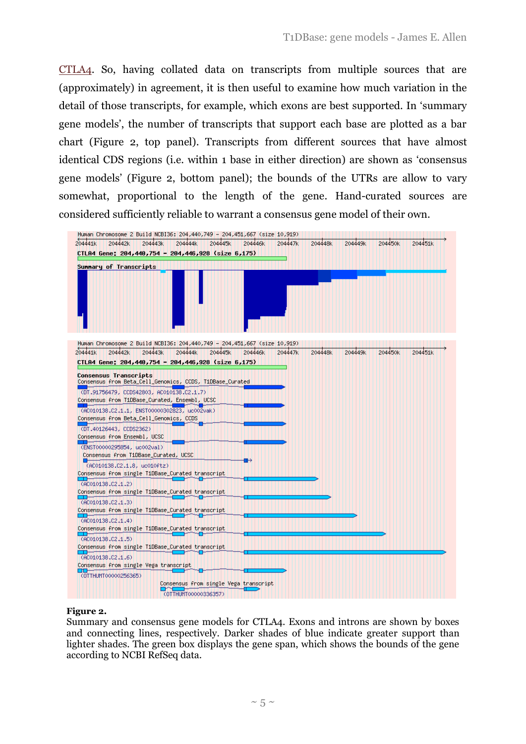CTLA4. So, having collated data on transcripts from multiple sources that are (approximately) in agreement, it is then useful to examine how much variation in the detail of those transcripts, for example, which exons are best supported. In 'summary gene models', the number of transcripts that support each base are plotted as a bar chart (Figure 2, top panel). Transcripts from different sources that have almost identical CDS regions (i.e. within 1 base in either direction) are shown as 'consensus gene models' (Figure 2, bottom panel); the bounds of the UTRs are allow to vary somewhat, proportional to the length of the gene. Hand-curated sources are considered sufficiently reliable to warrant a consensus gene model of their own.

**Figure 2.**
Summary and consensus gene models for CTLA4. Exons and introns are shown by boxes and connecting lines, respectively. Darker shades of blue indicate greater support than lighter shades. The green box displays the gene span, which shows the bounds of the gene according to NCBI RefSeq data.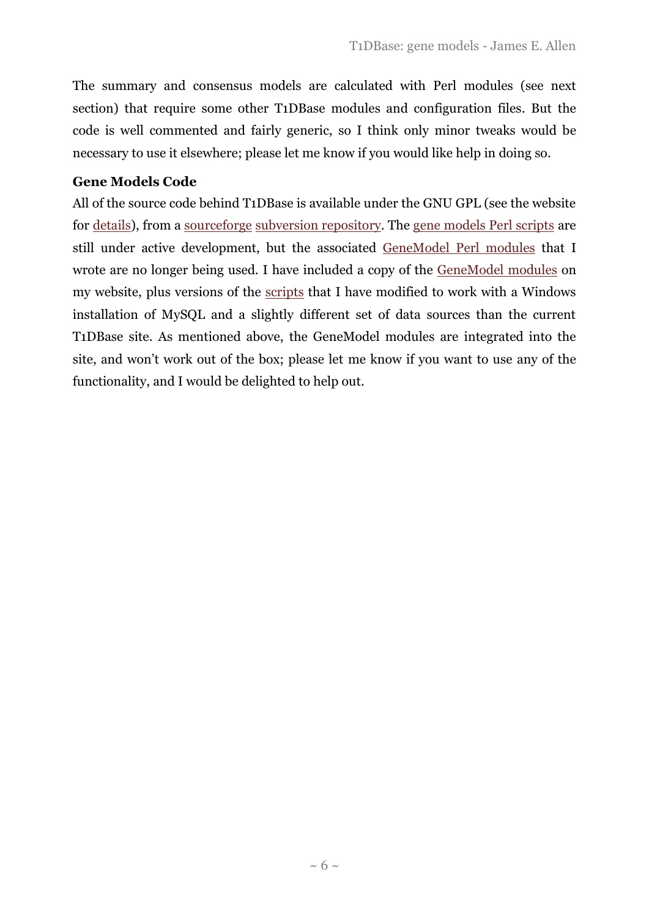The summary and consensus models are calculated with Perl modules (see next section) that require some other T1DBase modules and configuration files. But the code is well commented and fairly generic, so I think only minor tweaks would be necessary to use it elsewhere; please let me know if you would like help in doing so.

**Gene Models Code**

All of the source code behind T1DBase is available under the GNU GPL (see the website for details), from a sourceforge subversion repository. The gene models Perl scripts are still under active development, but the associated GeneModel Perl modules that I wrote are no longer being used. I have included a copy of the GeneModel modules on my website, plus versions of the scripts that I have modified to work with a Windows installation of MySQL and a slightly different set of data sources than the current T1DBase site. As mentioned above, the GeneModel modules are integrated into the site, and won't work out of the box; please let me know if you want to use any of the functionality, and I would be delighted to help out.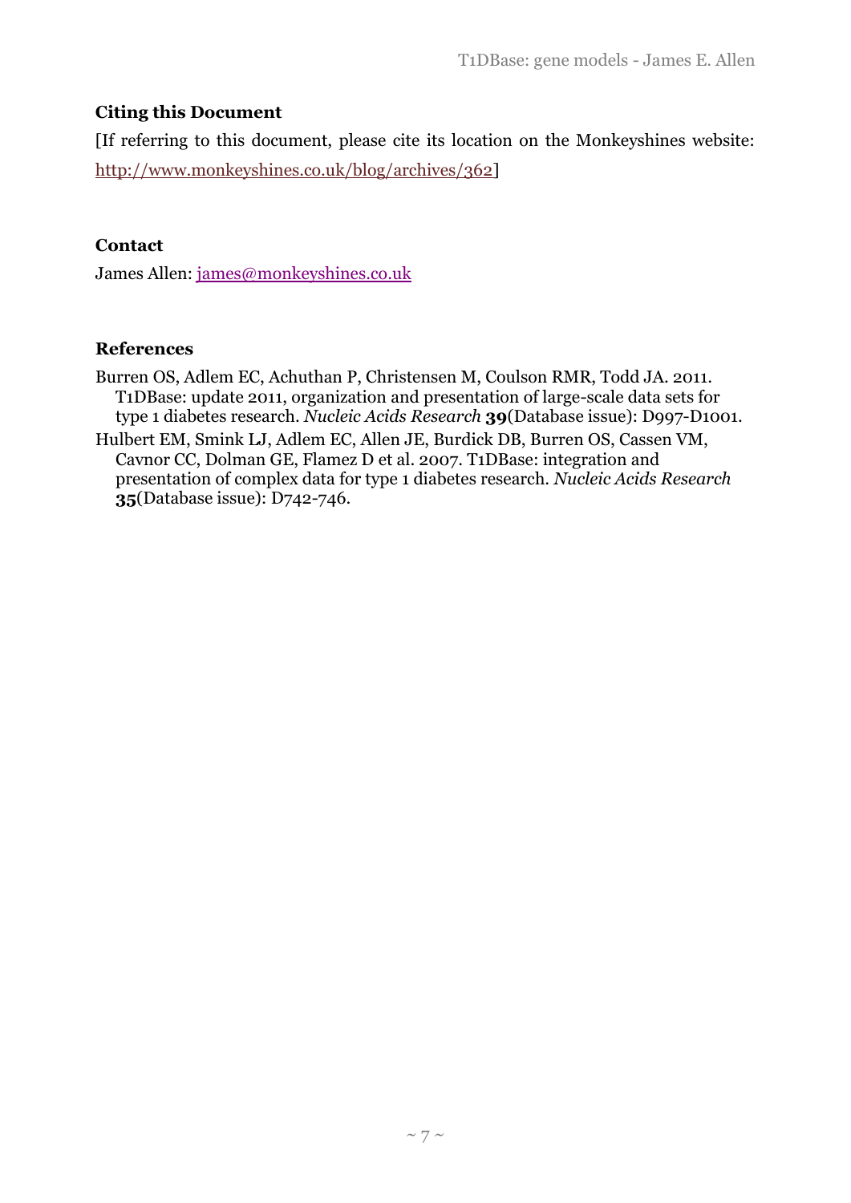### Citing this Document

[If referring to this document, please cite its location on the Monkeyshines website: http://www.monkeyshines.co.uk/blog/archives/362]

### Contact

James Allen: james@monkeyshines.co.uk

### References

Burren OS, Adlem EC, Achuthan P, Christensen M, Coulson RMR, Todd JA. 2011. T1DBase: update 2011, organization and presentation of large-scale data sets for type 1 diabetes research. *Nucleic Acids Research* **39**(Database issue): D997-D1001.

Hulbert EM, Smink LJ, Adlem EC, Allen JE, Burdick DB, Burren OS, Cassen VM, Cavnor CC, Dolman GE, Flamez D et al. 2007. T1DBase: integration and presentation of complex data for type 1 diabetes research. *Nucleic Acids Research* **35**(Database issue): D742-746.